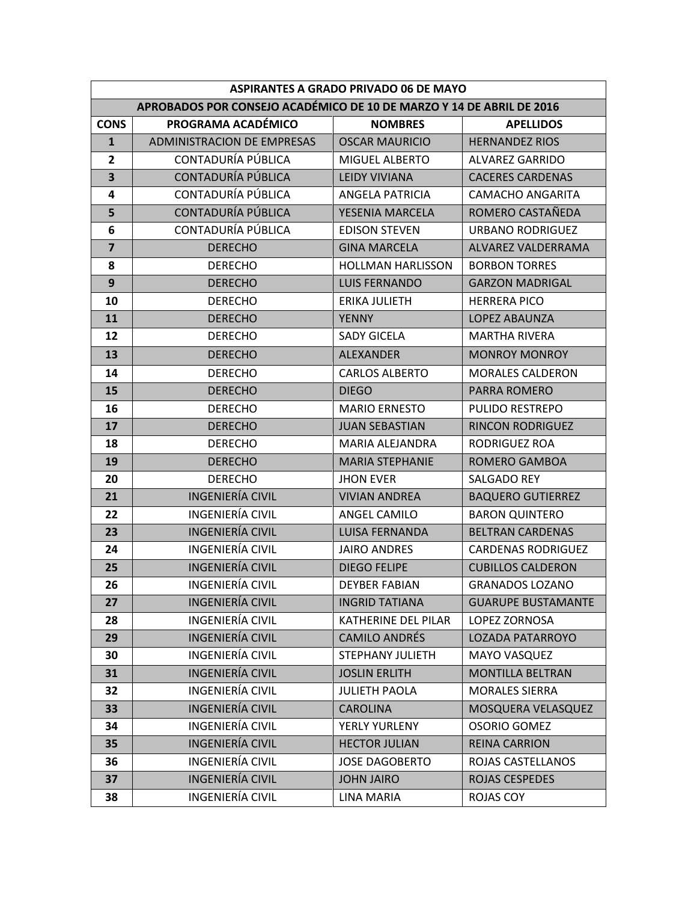| ASPIRANTES A GRADO PRIVADO 06 DE MAYO | | | |
|---|---|---|---|
| **APROBADOS POR CONSEJO ACADÉMICO DE 10 DE MARZO Y 14 DE ABRIL DE 2016** | | | |
| **CONS** | **PROGRAMA ACADÉMICO** | **NOMBRES** | **APELLIDOS** |
| **1** | ADMINISTRACION DE EMPRESAS | OSCAR MAURICIO | HERNANDEZ RIOS |
| **2** | CONTADURÍA PÚBLICA | MIGUEL ALBERTO | ALVAREZ GARRIDO |
| **3** | CONTADURÍA PÚBLICA | LEIDY VIVIANA | CACERES CARDENAS |
| **4** | CONTADURÍA PÚBLICA | ANGELA PATRICIA | CAMACHO ANGARITA |
| **5** | CONTADURÍA PÚBLICA | YESENIA MARCELA | ROMERO CASTAÑEDA |
| **6** | CONTADURÍA PÚBLICA | EDISON STEVEN | URBANO RODRIGUEZ |
| **7** | DERECHO | GINA MARCELA | ALVAREZ VALDERRAMA |
| **8** | DERECHO | HOLLMAN HARLISSON | BORBON TORRES |
| **9** | DERECHO | LUIS FERNANDO | GARZON MADRIGAL |
| **10** | DERECHO | ERIKA JULIETH | HERRERA PICO |
| **11** | DERECHO | YENNY | LOPEZ ABAUNZA |
| **12** | DERECHO | SADY GICELA | MARTHA RIVERA |
| **13** | DERECHO | ALEXANDER | MONROY MONROY |
| **14** | DERECHO | CARLOS ALBERTO | MORALES CALDERON |
| **15** | DERECHO | DIEGO | PARRA ROMERO |
| **16** | DERECHO | MARIO ERNESTO | PULIDO RESTREPO |
| **17** | DERECHO | JUAN SEBASTIAN | RINCON RODRIGUEZ |
| **18** | DERECHO | MARIA ALEJANDRA | RODRIGUEZ ROA |
| **19** | DERECHO | MARIA STEPHANIE | ROMERO GAMBOA |
| **20** | DERECHO | JHON EVER | SALGADO REY |
| **21** | INGENIERÍA CIVIL | VIVIAN ANDREA | BAQUERO GUTIERREZ |
| **22** | INGENIERÍA CIVIL | ANGEL CAMILO | BARON QUINTERO |
| **23** | INGENIERÍA CIVIL | LUISA FERNANDA | BELTRAN CARDENAS |
| **24** | INGENIERÍA CIVIL | JAIRO ANDRES | CARDENAS RODRIGUEZ |
| **25** | INGENIERÍA CIVIL | DIEGO FELIPE | CUBILLOS CALDERON |
| **26** | INGENIERÍA CIVIL | DEYBER FABIAN | GRANADOS LOZANO |
| **27** | INGENIERÍA CIVIL | INGRID TATIANA | GUARUPE BUSTAMANTE |
| **28** | INGENIERÍA CIVIL | KATHERINE DEL PILAR | LOPEZ ZORNOSA |
| **29** | INGENIERÍA CIVIL | CAMILO ANDRÉS | LOZADA PATARROYO |
| **30** | INGENIERÍA CIVIL | STEPHANY JULIETH | MAYO VASQUEZ |
| **31** | INGENIERÍA CIVIL | JOSLIN ERLITH | MONTILLA BELTRAN |
| **32** | INGENIERÍA CIVIL | JULIETH PAOLA | MORALES SIERRA |
| **33** | INGENIERÍA CIVIL | CAROLINA | MOSQUERA VELASQUEZ |
| **34** | INGENIERÍA CIVIL | YERLY YURLENY | OSORIO GOMEZ |
| **35** | INGENIERÍA CIVIL | HECTOR JULIAN | REINA CARRION |
| **36** | INGENIERÍA CIVIL | JOSE DAGOBERTO | ROJAS CASTELLANOS |
| **37** | INGENIERÍA CIVIL | JOHN JAIRO | ROJAS CESPEDES |
| **38** | INGENIERÍA CIVIL | LINA MARIA | ROJAS COY |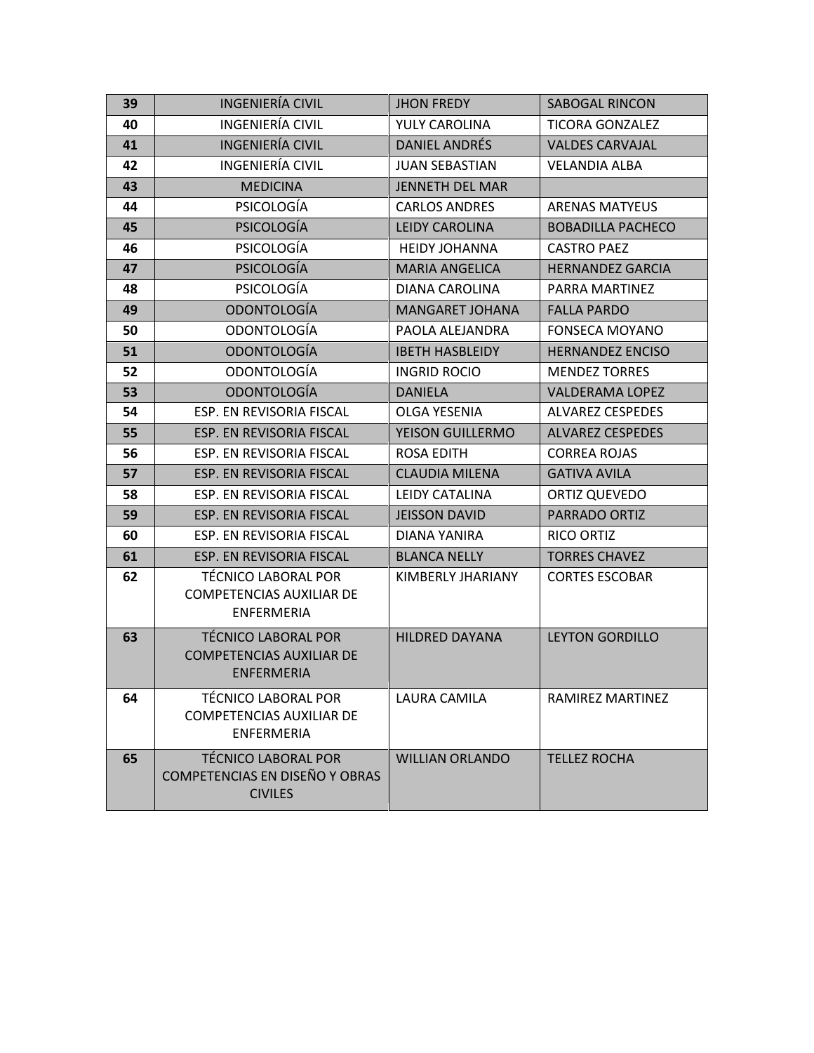| | | | |
|---|---|---|---|
| 39 | INGENIERÍA CIVIL | JHON FREDY | SABOGAL RINCON |
| 40 | INGENIERÍA CIVIL | YULY CAROLINA | TICORA GONZALEZ |
| 41 | INGENIERÍA CIVIL | DANIEL ANDRÉS | VALDES CARVAJAL |
| 42 | INGENIERÍA CIVIL | JUAN SEBASTIAN | VELANDIA ALBA |
| 43 | MEDICINA | JENNETH DEL MAR | |
| 44 | PSICOLOGÍA | CARLOS ANDRES | ARENAS MATYEUS |
| 45 | PSICOLOGÍA | LEIDY CAROLINA | BOBADILLA PACHECO |
| 46 | PSICOLOGÍA | HEIDY JOHANNA | CASTRO PAEZ |
| 47 | PSICOLOGÍA | MARIA ANGELICA | HERNANDEZ GARCIA |
| 48 | PSICOLOGÍA | DIANA CAROLINA | PARRA MARTINEZ |
| 49 | ODONTOLOGÍA | MANGARET JOHANA | FALLA PARDO |
| 50 | ODONTOLOGÍA | PAOLA ALEJANDRA | FONSECA MOYANO |
| 51 | ODONTOLOGÍA | IBETH HASBLEIDY | HERNANDEZ ENCISO |
| 52 | ODONTOLOGÍA | INGRID ROCIO | MENDEZ TORRES |
| 53 | ODONTOLOGÍA | DANIELA | VALDERAMA LOPEZ |
| 54 | ESP. EN REVISORIA FISCAL | OLGA YESENIA | ALVAREZ CESPEDES |
| 55 | ESP. EN REVISORIA FISCAL | YEISON GUILLERMO | ALVAREZ CESPEDES |
| 56 | ESP. EN REVISORIA FISCAL | ROSA EDITH | CORREA ROJAS |
| 57 | ESP. EN REVISORIA FISCAL | CLAUDIA MILENA | GATIVA AVILA |
| 58 | ESP. EN REVISORIA FISCAL | LEIDY CATALINA | ORTIZ QUEVEDO |
| 59 | ESP. EN REVISORIA FISCAL | JEISSON DAVID | PARRADO ORTIZ |
| 60 | ESP. EN REVISORIA FISCAL | DIANA YANIRA | RICO ORTIZ |
| 61 | ESP. EN REVISORIA FISCAL | BLANCA NELLY | TORRES CHAVEZ |
| 62 | TÉCNICO LABORAL POR COMPETENCIAS AUXILIAR DE ENFERMERIA | KIMBERLY JHARIANY | CORTES ESCOBAR |
| 63 | TÉCNICO LABORAL POR COMPETENCIAS AUXILIAR DE ENFERMERIA | HILDRED DAYANA | LEYTON GORDILLO |
| 64 | TÉCNICO LABORAL POR COMPETENCIAS AUXILIAR DE ENFERMERIA | LAURA CAMILA | RAMIREZ MARTINEZ |
| 65 | TÉCNICO LABORAL POR COMPETENCIAS EN DISEÑO Y OBRAS CIVILES | WILLIAN ORLANDO | TELLEZ ROCHA |